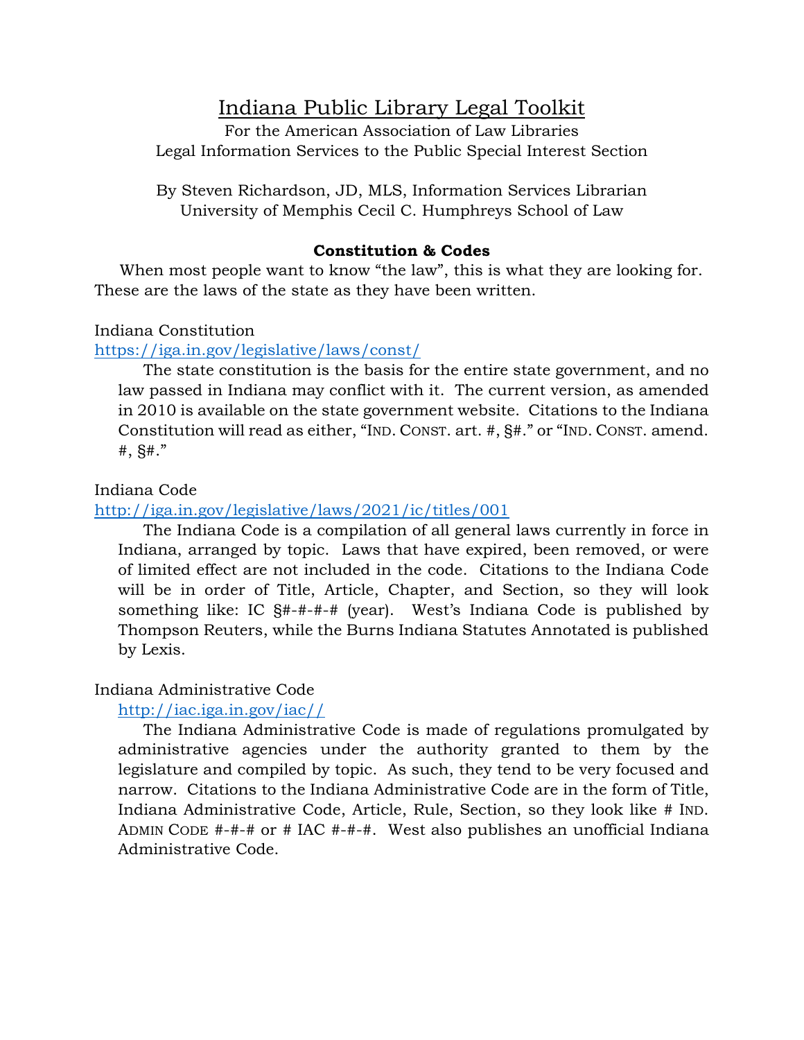# Indiana Public Library Legal Toolkit

For the American Association of Law Libraries
Legal Information Services to the Public Special Interest Section

By Steven Richardson, JD, MLS, Information Services Librarian
University of Memphis Cecil C. Humphreys School of Law

## Constitution & Codes

When most people want to know "the law", this is what they are looking for. These are the laws of the state as they have been written.

### Indiana Constitution

https://iga.in.gov/legislative/laws/const/

The state constitution is the basis for the entire state government, and no law passed in Indiana may conflict with it. The current version, as amended in 2010 is available on the state government website. Citations to the Indiana Constitution will read as either, "IND. CONST. art. #, §#." or "IND. CONST. amend. #, §#."

### Indiana Code

http://iga.in.gov/legislative/laws/2021/ic/titles/001

The Indiana Code is a compilation of all general laws currently in force in Indiana, arranged by topic. Laws that have expired, been removed, or were of limited effect are not included in the code. Citations to the Indiana Code will be in order of Title, Article, Chapter, and Section, so they will look something like: IC §#-#-#-# (year). West's Indiana Code is published by Thompson Reuters, while the Burns Indiana Statutes Annotated is published by Lexis.

### Indiana Administrative Code

http://iac.iga.in.gov/iac//

The Indiana Administrative Code is made of regulations promulgated by administrative agencies under the authority granted to them by the legislature and compiled by topic. As such, they tend to be very focused and narrow. Citations to the Indiana Administrative Code are in the form of Title, Indiana Administrative Code, Article, Rule, Section, so they look like # IND. ADMIN CODE #-#-# or # IAC #-#-#. West also publishes an unofficial Indiana Administrative Code.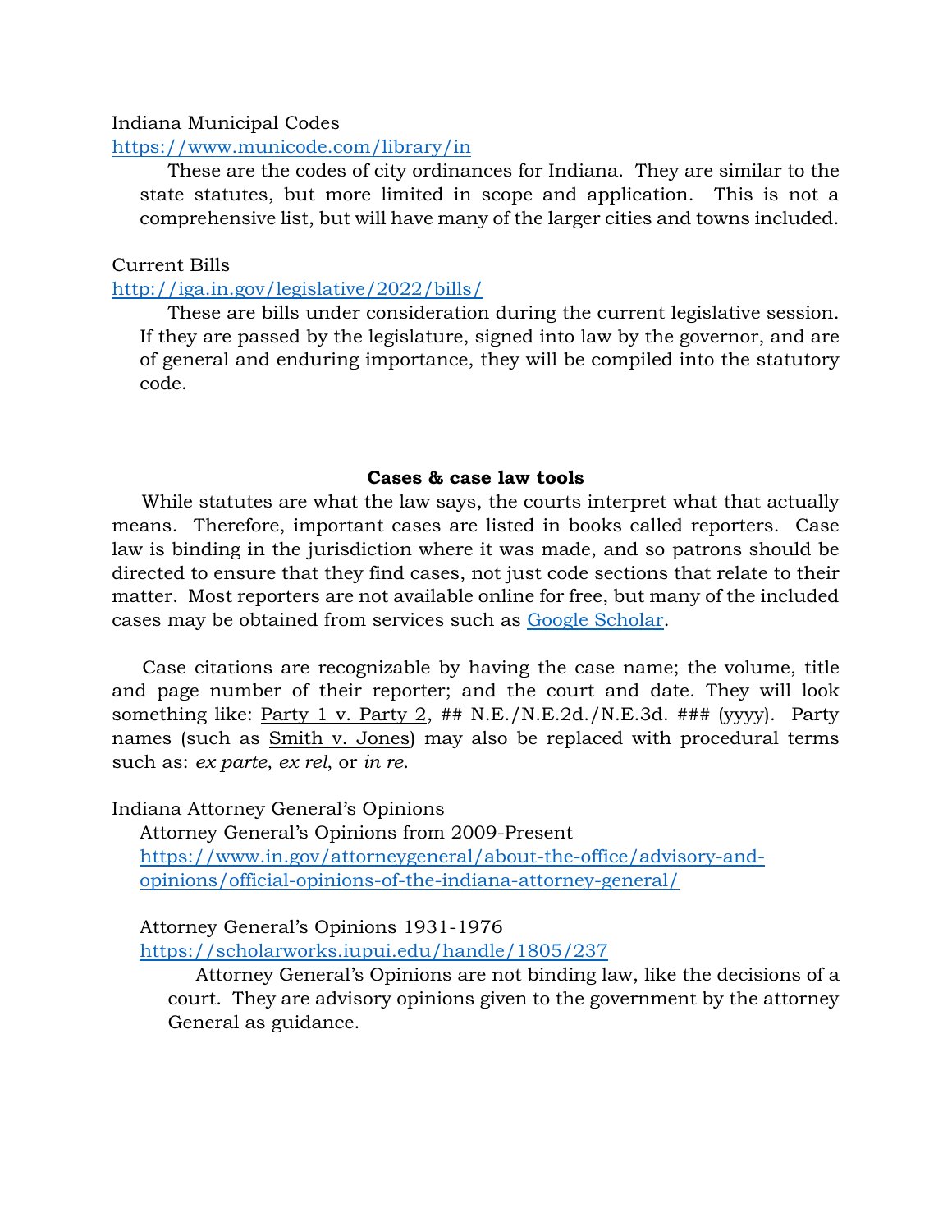Indiana Municipal Codes
https://www.municode.com/library/in

These are the codes of city ordinances for Indiana. They are similar to the state statutes, but more limited in scope and application. This is not a comprehensive list, but will have many of the larger cities and towns included.

Current Bills
http://iga.in.gov/legislative/2022/bills/

These are bills under consideration during the current legislative session. If they are passed by the legislature, signed into law by the governor, and are of general and enduring importance, they will be compiled into the statutory code.

**Cases & case law tools**

While statutes are what the law says, the courts interpret what that actually means. Therefore, important cases are listed in books called reporters. Case law is binding in the jurisdiction where it was made, and so patrons should be directed to ensure that they find cases, not just code sections that relate to their matter. Most reporters are not available online for free, but many of the included cases may be obtained from services such as Google Scholar.

Case citations are recognizable by having the case name; the volume, title and page number of their reporter; and the court and date. They will look something like: Party 1 v. Party 2, ## N.E./N.E.2d./N.E.3d. ### (yyyy). Party names (such as Smith v. Jones) may also be replaced with procedural terms such as: *ex parte, ex rel*, or *in re*.

Indiana Attorney General's Opinions

Attorney General's Opinions from 2009-Present
https://www.in.gov/attorneygeneral/about-the-office/advisory-and-opinions/official-opinions-of-the-indiana-attorney-general/

Attorney General's Opinions 1931-1976
https://scholarworks.iupui.edu/handle/1805/237

Attorney General's Opinions are not binding law, like the decisions of a court. They are advisory opinions given to the government by the attorney General as guidance.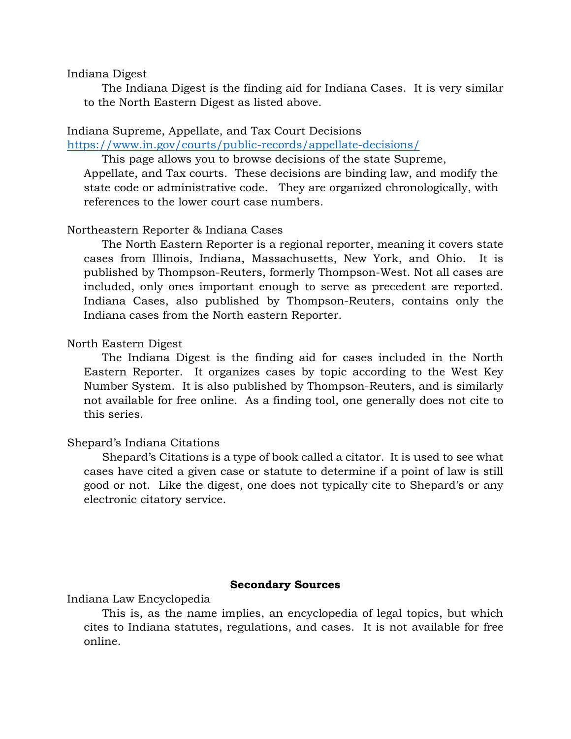Indiana Digest

The Indiana Digest is the finding aid for Indiana Cases. It is very similar to the North Eastern Digest as listed above.

Indiana Supreme, Appellate, and Tax Court Decisions
https://www.in.gov/courts/public-records/appellate-decisions/

This page allows you to browse decisions of the state Supreme, Appellate, and Tax courts. These decisions are binding law, and modify the state code or administrative code. They are organized chronologically, with references to the lower court case numbers.

Northeastern Reporter & Indiana Cases

The North Eastern Reporter is a regional reporter, meaning it covers state cases from Illinois, Indiana, Massachusetts, New York, and Ohio. It is published by Thompson-Reuters, formerly Thompson-West. Not all cases are included, only ones important enough to serve as precedent are reported. Indiana Cases, also published by Thompson-Reuters, contains only the Indiana cases from the North eastern Reporter.

North Eastern Digest

The Indiana Digest is the finding aid for cases included in the North Eastern Reporter. It organizes cases by topic according to the West Key Number System. It is also published by Thompson-Reuters, and is similarly not available for free online. As a finding tool, one generally does not cite to this series.

Shepard's Indiana Citations

Shepard's Citations is a type of book called a citator. It is used to see what cases have cited a given case or statute to determine if a point of law is still good or not. Like the digest, one does not typically cite to Shepard's or any electronic citatory service.

## Secondary Sources

Indiana Law Encyclopedia

This is, as the name implies, an encyclopedia of legal topics, but which cites to Indiana statutes, regulations, and cases. It is not available for free online.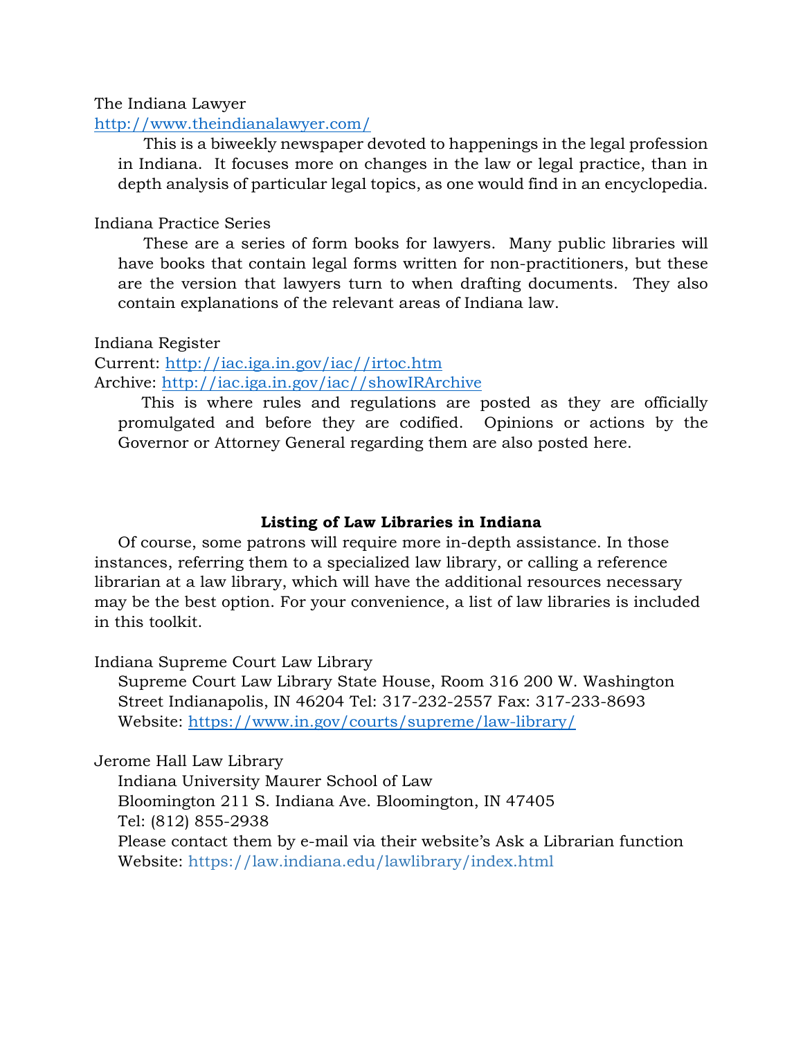The Indiana Lawyer

http://www.theindianalawyer.com/

This is a biweekly newspaper devoted to happenings in the legal profession in Indiana. It focuses more on changes in the law or legal practice, than in depth analysis of particular legal topics, as one would find in an encyclopedia.

Indiana Practice Series

These are a series of form books for lawyers. Many public libraries will have books that contain legal forms written for non-practitioners, but these are the version that lawyers turn to when drafting documents. They also contain explanations of the relevant areas of Indiana law.

Indiana Register

Current: http://iac.iga.in.gov/iac//irtoc.htm

Archive: http://iac.iga.in.gov/iac//showIRArchive

This is where rules and regulations are posted as they are officially promulgated and before they are codified. Opinions or actions by the Governor or Attorney General regarding them are also posted here.

**Listing of Law Libraries in Indiana**

Of course, some patrons will require more in-depth assistance. In those instances, referring them to a specialized law library, or calling a reference librarian at a law library, which will have the additional resources necessary may be the best option. For your convenience, a list of law libraries is included in this toolkit.

Indiana Supreme Court Law Library

Supreme Court Law Library State House, Room 316 200 W. Washington Street Indianapolis, IN 46204 Tel: 317-232-2557 Fax: 317-233-8693
Website: https://www.in.gov/courts/supreme/law-library/

Jerome Hall Law Library

Indiana University Maurer School of Law
Bloomington 211 S. Indiana Ave. Bloomington, IN 47405
Tel: (812) 855-2938
Please contact them by e-mail via their website's Ask a Librarian function
Website: https://law.indiana.edu/lawlibrary/index.html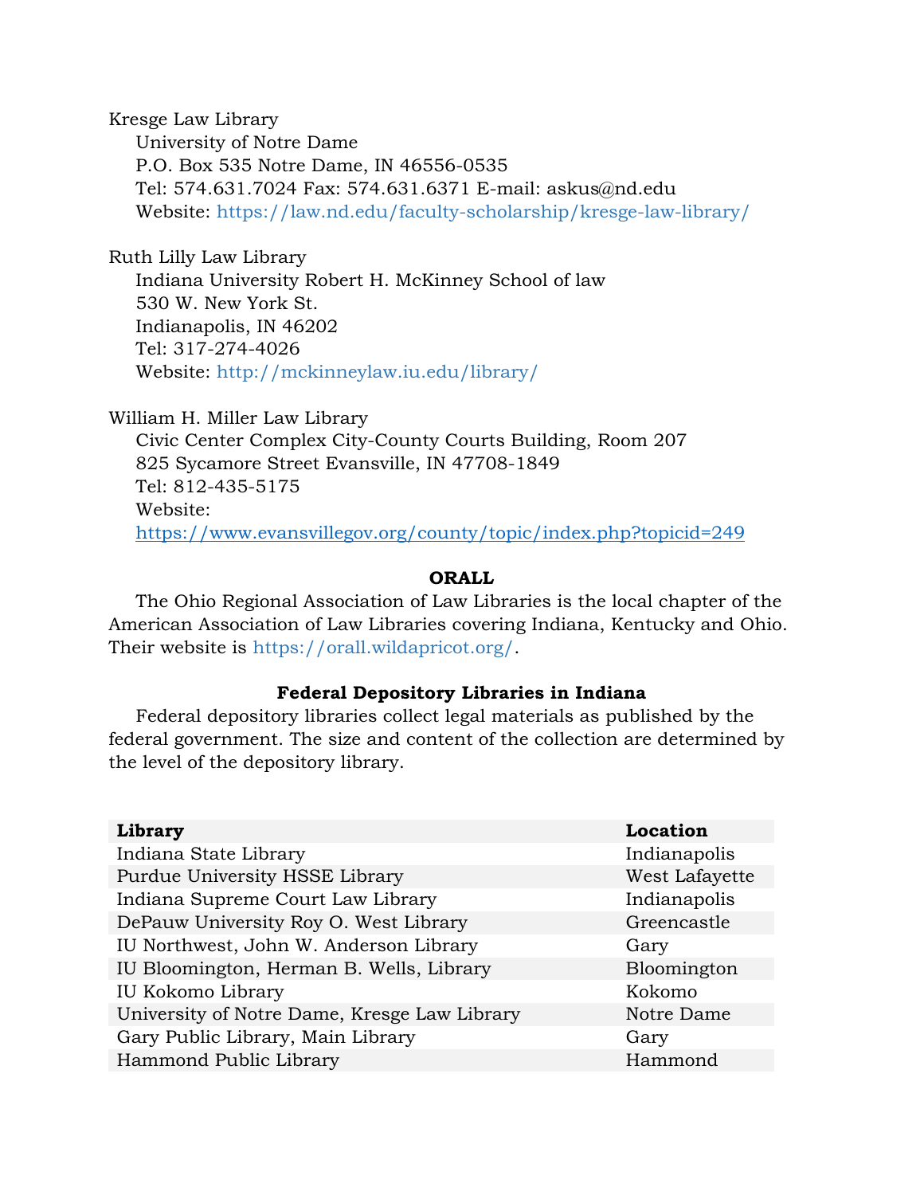Kresge Law Library

University of Notre Dame
P.O. Box 535 Notre Dame, IN 46556-0535
Tel: 574.631.7024 Fax: 574.631.6371 E-mail: askus@nd.edu
Website: https://law.nd.edu/faculty-scholarship/kresge-law-library/

Ruth Lilly Law Library

Indiana University Robert H. McKinney School of law
530 W. New York St.
Indianapolis, IN 46202
Tel: 317-274-4026
Website: http://mckinneylaw.iu.edu/library/

William H. Miller Law Library

Civic Center Complex City-County Courts Building, Room 207
825 Sycamore Street Evansville, IN 47708-1849
Tel: 812-435-5175
Website: https://www.evansvillegov.org/county/topic/index.php?topicid=249

## ORALL

The Ohio Regional Association of Law Libraries is the local chapter of the American Association of Law Libraries covering Indiana, Kentucky and Ohio. Their website is https://orall.wildapricot.org/.

## Federal Depository Libraries in Indiana

Federal depository libraries collect legal materials as published by the federal government. The size and content of the collection are determined by the level of the depository library.

| Library | Location |
|---|---|
| Indiana State Library | Indianapolis |
| Purdue University HSSE Library | West Lafayette |
| Indiana Supreme Court Law Library | Indianapolis |
| DePauw University Roy O. West Library | Greencastle |
| IU Northwest, John W. Anderson Library | Gary |
| IU Bloomington, Herman B. Wells, Library | Bloomington |
| IU Kokomo Library | Kokomo |
| University of Notre Dame, Kresge Law Library | Notre Dame |
| Gary Public Library, Main Library | Gary |
| Hammond Public Library | Hammond |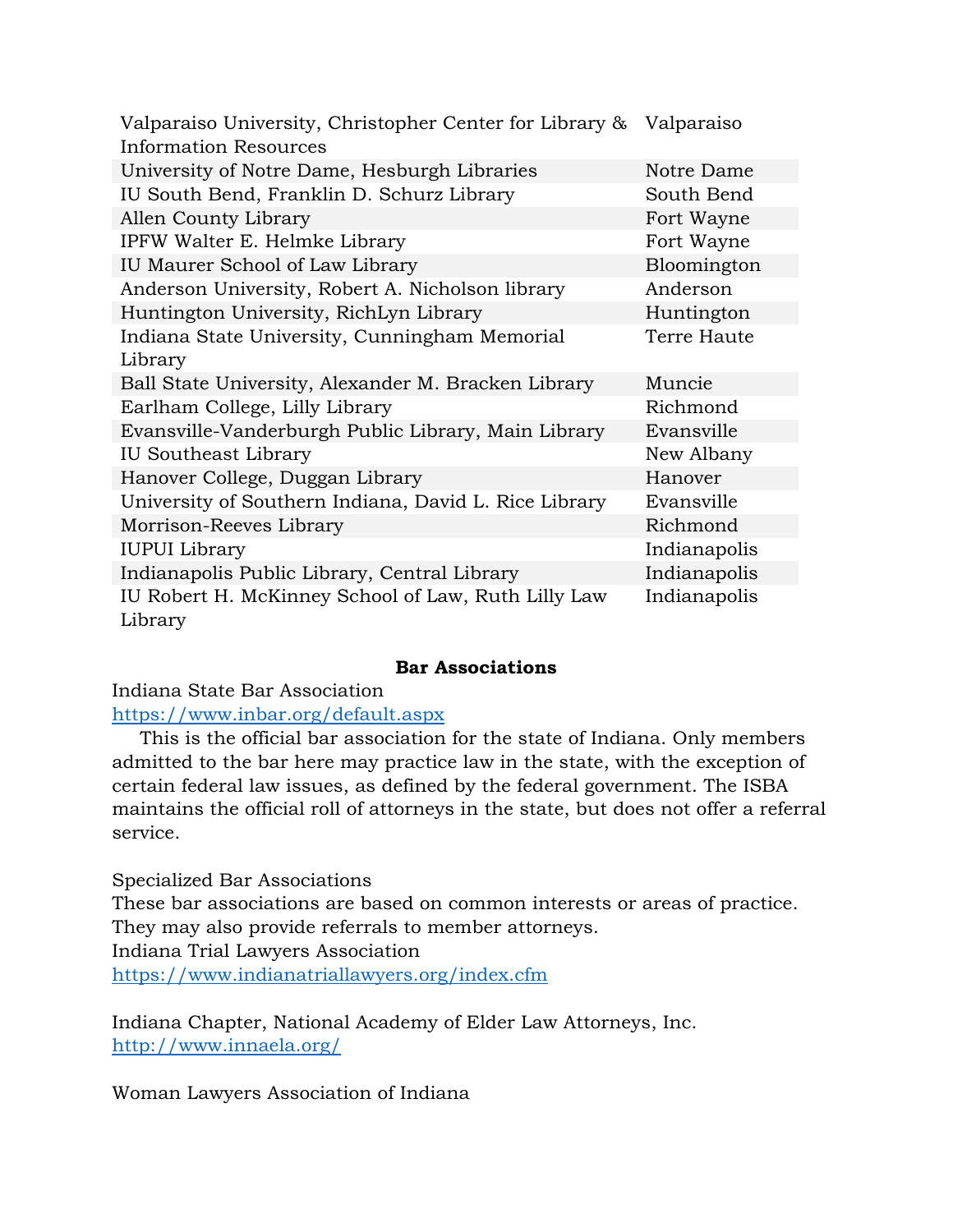| | |
|---|---|
| Valparaiso University, Christopher Center for Library & Information Resources | Valparaiso |
| University of Notre Dame, Hesburgh Libraries | Notre Dame |
| IU South Bend, Franklin D. Schurz Library | South Bend |
| Allen County Library | Fort Wayne |
| IPFW Walter E. Helmke Library | Fort Wayne |
| IU Maurer School of Law Library | Bloomington |
| Anderson University, Robert A. Nicholson library | Anderson |
| Huntington University, RichLyn Library | Huntington |
| Indiana State University, Cunningham Memorial Library | Terre Haute |
| Ball State University, Alexander M. Bracken Library | Muncie |
| Earlham College, Lilly Library | Richmond |
| Evansville-Vanderburgh Public Library, Main Library | Evansville |
| IU Southeast Library | New Albany |
| Hanover College, Duggan Library | Hanover |
| University of Southern Indiana, David L. Rice Library | Evansville |
| Morrison-Reeves Library | Richmond |
| IUPUI Library | Indianapolis |
| Indianapolis Public Library, Central Library | Indianapolis |
| IU Robert H. McKinney School of Law, Ruth Lilly Law Library | Indianapolis |

## Bar Associations

Indiana State Bar Association
https://www.inbar.org/default.aspx

This is the official bar association for the state of Indiana. Only members admitted to the bar here may practice law in the state, with the exception of certain federal law issues, as defined by the federal government. The ISBA maintains the official roll of attorneys in the state, but does not offer a referral service.

Specialized Bar Associations
These bar associations are based on common interests or areas of practice. They may also provide referrals to member attorneys.
Indiana Trial Lawyers Association
https://www.indianatriallawyers.org/index.cfm

Indiana Chapter, National Academy of Elder Law Attorneys, Inc.
http://www.innaela.org/

Woman Lawyers Association of Indiana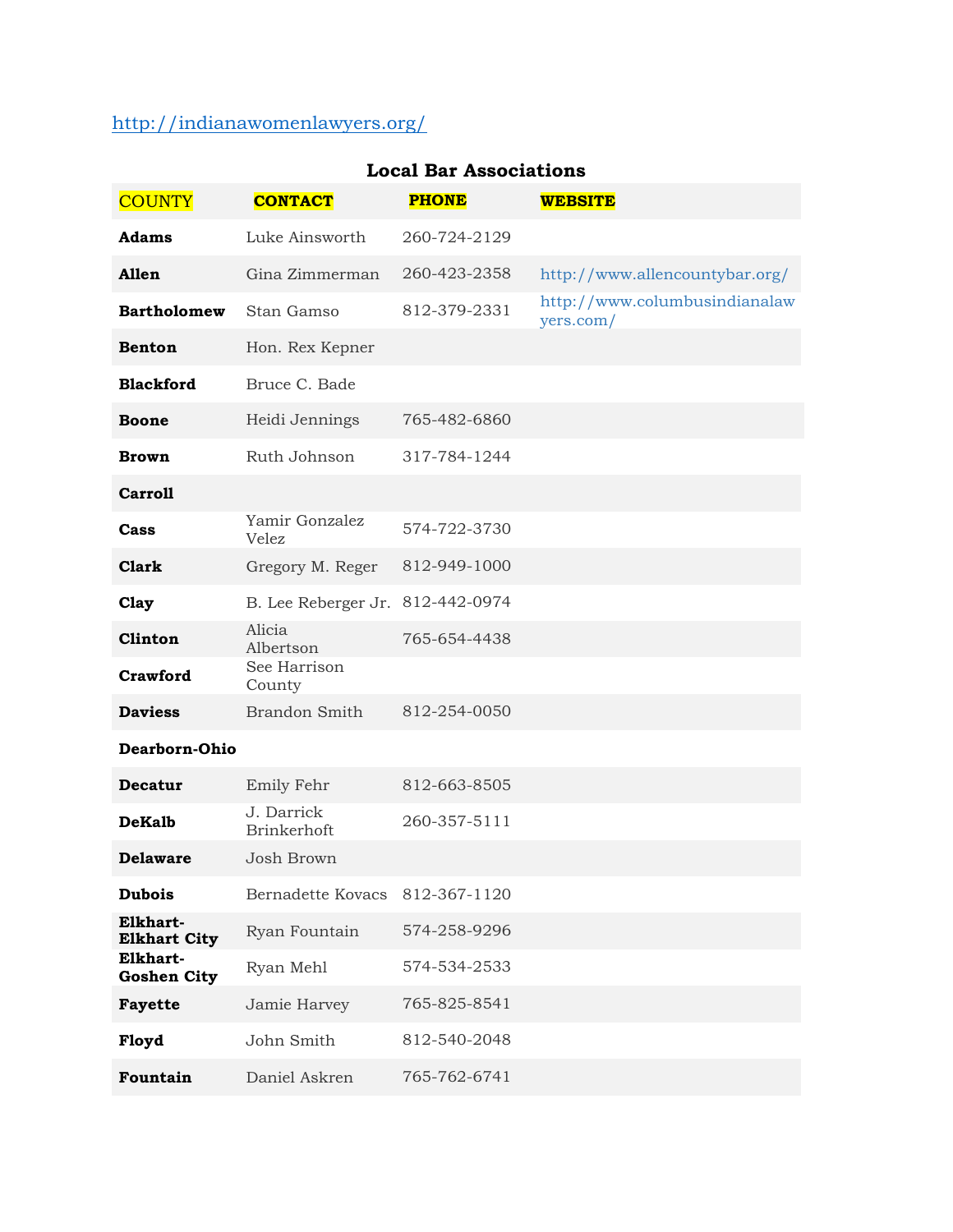http://indianawomenlawyers.org/

## Local Bar Associations

| COUNTY | CONTACT | PHONE | WEBSITE |
|---|---|---|---|
| **Adams** | Luke Ainsworth | 260-724-2129 | |
| **Allen** | Gina Zimmerman | 260-423-2358 | http://www.allencountybar.org/ |
| **Bartholomew** | Stan Gamso | 812-379-2331 | http://www.columbusindianalawyers.com/ |
| **Benton** | Hon. Rex Kepner | | |
| **Blackford** | Bruce C. Bade | | |
| **Boone** | Heidi Jennings | 765-482-6860 | |
| **Brown** | Ruth Johnson | 317-784-1244 | |
| **Carroll** | | | |
| **Cass** | Yamir Gonzalez Velez | 574-722-3730 | |
| **Clark** | Gregory M. Reger | 812-949-1000 | |
| **Clay** | B. Lee Reberger Jr. | 812-442-0974 | |
| **Clinton** | Alicia Albertson | 765-654-4438 | |
| **Crawford** | See Harrison County | | |
| **Daviess** | Brandon Smith | 812-254-0050 | |
| **Dearborn-Ohio** | | | |
| **Decatur** | Emily Fehr | 812-663-8505 | |
| **DeKalb** | J. Darrick Brinkerhoft | 260-357-5111 | |
| **Delaware** | Josh Brown | | |
| **Dubois** | Bernadette Kovacs | 812-367-1120 | |
| **Elkhart-Elkhart City** | Ryan Fountain | 574-258-9296 | |
| **Elkhart-Goshen City** | Ryan Mehl | 574-534-2533 | |
| **Fayette** | Jamie Harvey | 765-825-8541 | |
| **Floyd** | John Smith | 812-540-2048 | |
| **Fountain** | Daniel Askren | 765-762-6741 | |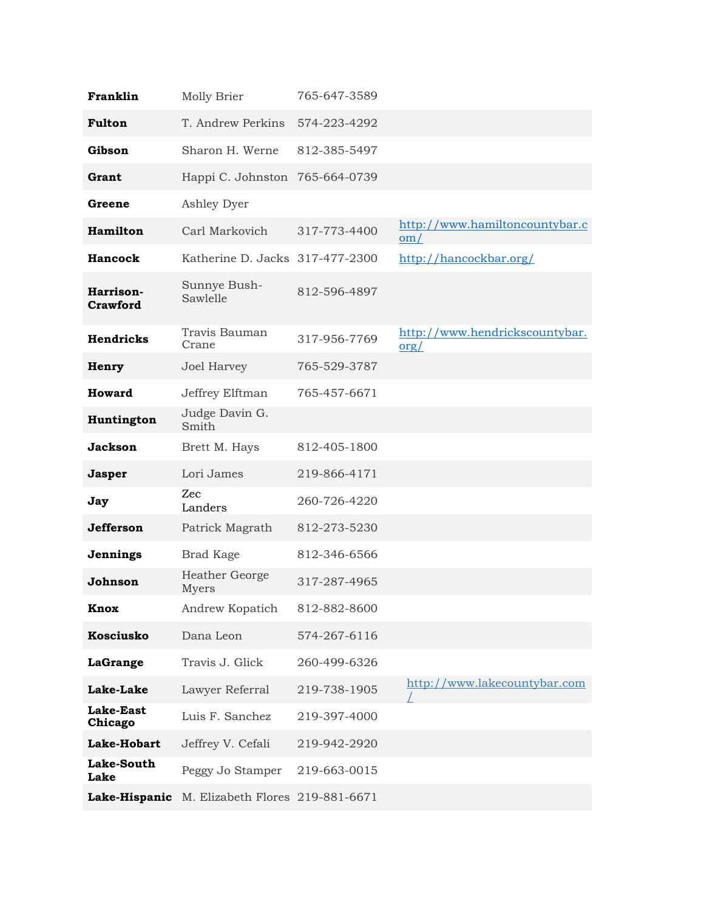| | | | |
|---|---|---|---|
| **Franklin** | Molly Brier | 765-647-3589 | |
| **Fulton** | T. Andrew Perkins | 574-223-4292 | |
| **Gibson** | Sharon H. Werne | 812-385-5497 | |
| **Grant** | Happi C. Johnston | 765-664-0739 | |
| **Greene** | Ashley Dyer | | |
| **Hamilton** | Carl Markovich | 317-773-4400 | http://www.hamiltoncountybar.com/ |
| **Hancock** | Katherine D. Jacks | 317-477-2300 | http://hancockbar.org/ |
| **Harrison-Crawford** | Sunnye Bush-Sawlelle | 812-596-4897 | |
| **Hendricks** | Travis Bauman Crane | 317-956-7769 | http://www.hendrickscountybar.org/ |
| **Henry** | Joel Harvey | 765-529-3787 | |
| **Howard** | Jeffrey Elftman | 765-457-6671 | |
| **Huntington** | Judge Davin G. Smith | | |
| **Jackson** | Brett M. Hays | 812-405-1800 | |
| **Jasper** | Lori James | 219-866-4171 | |
| **Jay** | Zec Landers | 260-726-4220 | |
| **Jefferson** | Patrick Magrath | 812-273-5230 | |
| **Jennings** | Brad Kage | 812-346-6566 | |
| **Johnson** | Heather George Myers | 317-287-4965 | |
| **Knox** | Andrew Kopatich | 812-882-8600 | |
| **Kosciusko** | Dana Leon | 574-267-6116 | |
| **LaGrange** | Travis J. Glick | 260-499-6326 | |
| **Lake-Lake** | Lawyer Referral | 219-738-1905 | http://www.lakecountybar.com/ |
| **Lake-East Chicago** | Luis F. Sanchez | 219-397-4000 | |
| **Lake-Hobart** | Jeffrey V. Cefali | 219-942-2920 | |
| **Lake-South Lake** | Peggy Jo Stamper | 219-663-0015 | |
| **Lake-Hispanic** | M. Elizabeth Flores | 219-881-6671 | |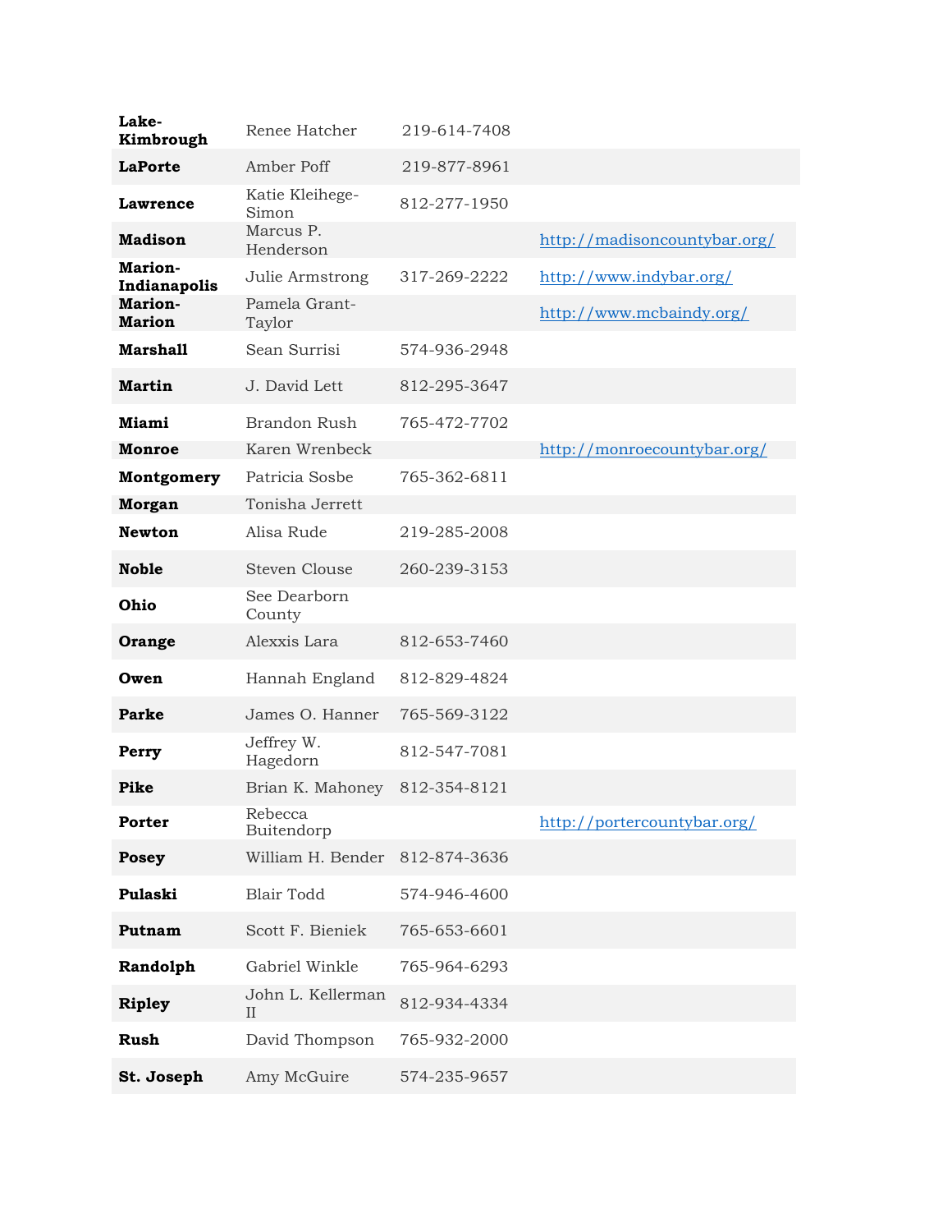| | | | |
|---|---|---|---|
| **Lake-Kimbrough** | Renee Hatcher | 219-614-7408 | |
| **LaPorte** | Amber Poff | 219-877-8961 | |
| **Lawrence** | Katie Kleihege-Simon | 812-277-1950 | |
| **Madison** | Marcus P. Henderson | | http://madisoncountybar.org/ |
| **Marion-Indianapolis** | Julie Armstrong | 317-269-2222 | http://www.indybar.org/ |
| **Marion-Marion** | Pamela Grant-Taylor | | http://www.mcbaindy.org/ |
| **Marshall** | Sean Surrisi | 574-936-2948 | |
| **Martin** | J. David Lett | 812-295-3647 | |
| **Miami** | Brandon Rush | 765-472-7702 | |
| **Monroe** | Karen Wrenbeck | | http://monroecountybar.org/ |
| **Montgomery** | Patricia Sosbe | 765-362-6811 | |
| **Morgan** | Tonisha Jerrett | | |
| **Newton** | Alisa Rude | 219-285-2008 | |
| **Noble** | Steven Clouse | 260-239-3153 | |
| **Ohio** | See Dearborn County | | |
| **Orange** | Alexxis Lara | 812-653-7460 | |
| **Owen** | Hannah England | 812-829-4824 | |
| **Parke** | James O. Hanner | 765-569-3122 | |
| **Perry** | Jeffrey W. Hagedorn | 812-547-7081 | |
| **Pike** | Brian K. Mahoney | 812-354-8121 | |
| **Porter** | Rebecca Buitendorp | | http://portercountybar.org/ |
| **Posey** | William H. Bender | 812-874-3636 | |
| **Pulaski** | Blair Todd | 574-946-4600 | |
| **Putnam** | Scott F. Bieniek | 765-653-6601 | |
| **Randolph** | Gabriel Winkle | 765-964-6293 | |
| **Ripley** | John L. Kellerman II | 812-934-4334 | |
| **Rush** | David Thompson | 765-932-2000 | |
| **St. Joseph** | Amy McGuire | 574-235-9657 | |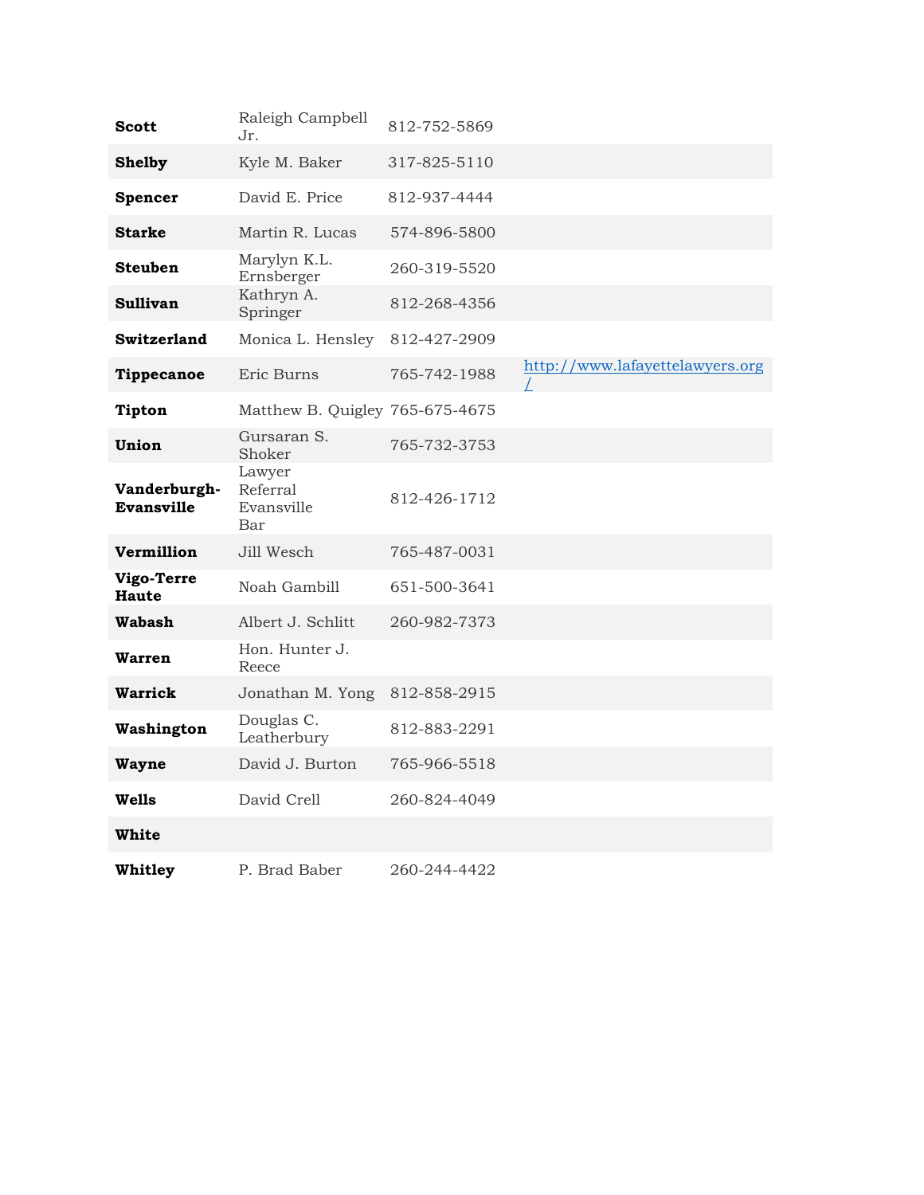| | | | |
|---|---|---|---|
| **Scott** | Raleigh Campbell Jr. | 812-752-5869 | |
| **Shelby** | Kyle M. Baker | 317-825-5110 | |
| **Spencer** | David E. Price | 812-937-4444 | |
| **Starke** | Martin R. Lucas | 574-896-5800 | |
| **Steuben** | Marylyn K.L. Ernsberger | 260-319-5520 | |
| **Sullivan** | Kathryn A. Springer | 812-268-4356 | |
| **Switzerland** | Monica L. Hensley | 812-427-2909 | |
| **Tippecanoe** | Eric Burns | 765-742-1988 | [http://www.lafayettelawyers.org/](http://www.lafayettelawyers.org/) |
| **Tipton** | Matthew B. Quigley | 765-675-4675 | |
| **Union** | Gursaran S. Shoker | 765-732-3753 | |
| **Vanderburgh-Evansville** | Lawyer Referral Evansville Bar | 812-426-1712 | |
| **Vermillion** | Jill Wesch | 765-487-0031 | |
| **Vigo-Terre Haute** | Noah Gambill | 651-500-3641 | |
| **Wabash** | Albert J. Schlitt | 260-982-7373 | |
| **Warren** | Hon. Hunter J. Reece | | |
| **Warrick** | Jonathan M. Yong | 812-858-2915 | |
| **Washington** | Douglas C. Leatherbury | 812-883-2291 | |
| **Wayne** | David J. Burton | 765-966-5518 | |
| **Wells** | David Crell | 260-824-4049 | |
| **White** | | | |
| **Whitley** | P. Brad Baber | 260-244-4422 | |